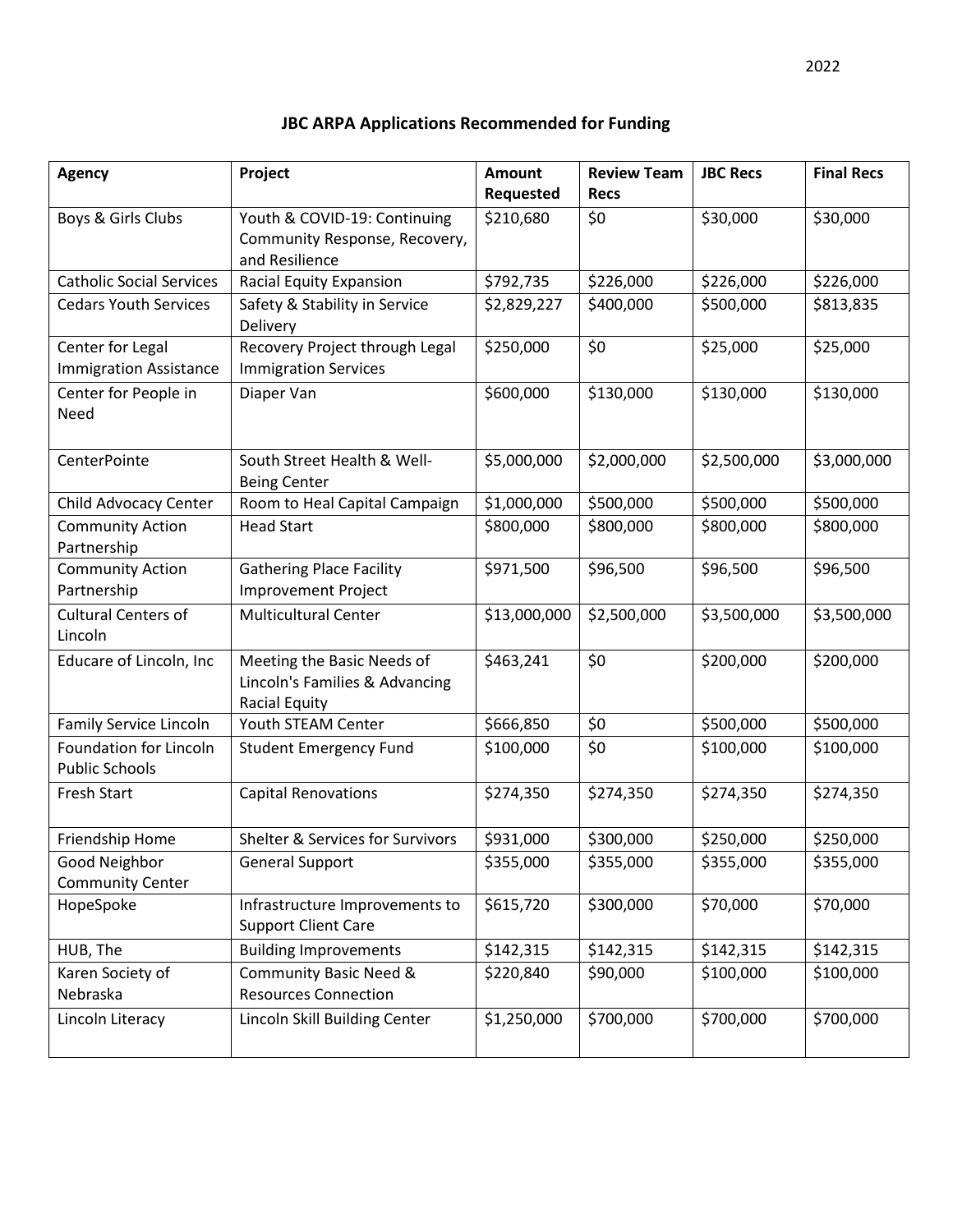2022

# JBC ARPA Applications Recommended for Funding

| Agency | Project | Amount Requested | Review Team Recs | JBC Recs | Final Recs |
|---|---|---|---|---|---|
| Boys & Girls Clubs | Youth & COVID-19: Continuing Community Response, Recovery, and Resilience | $210,680 | $0 | $30,000 | $30,000 |
| Catholic Social Services | Racial Equity Expansion | $792,735 | $226,000 | $226,000 | $226,000 |
| Cedars Youth Services | Safety & Stability in Service Delivery | $2,829,227 | $400,000 | $500,000 | $813,835 |
| Center for Legal Immigration Assistance | Recovery Project through Legal Immigration Services | $250,000 | $0 | $25,000 | $25,000 |
| Center for People in Need | Diaper Van | $600,000 | $130,000 | $130,000 | $130,000 |
| CenterPointe | South Street Health & Well-Being Center | $5,000,000 | $2,000,000 | $2,500,000 | $3,000,000 |
| Child Advocacy Center | Room to Heal Capital Campaign | $1,000,000 | $500,000 | $500,000 | $500,000 |
| Community Action Partnership | Head Start | $800,000 | $800,000 | $800,000 | $800,000 |
| Community Action Partnership | Gathering Place Facility Improvement Project | $971,500 | $96,500 | $96,500 | $96,500 |
| Cultural Centers of Lincoln | Multicultural Center | $13,000,000 | $2,500,000 | $3,500,000 | $3,500,000 |
| Educare of Lincoln, Inc | Meeting the Basic Needs of Lincoln's Families & Advancing Racial Equity | $463,241 | $0 | $200,000 | $200,000 |
| Family Service Lincoln | Youth STEAM Center | $666,850 | $0 | $500,000 | $500,000 |
| Foundation for Lincoln Public Schools | Student Emergency Fund | $100,000 | $0 | $100,000 | $100,000 |
| Fresh Start | Capital Renovations | $274,350 | $274,350 | $274,350 | $274,350 |
| Friendship Home | Shelter & Services for Survivors | $931,000 | $300,000 | $250,000 | $250,000 |
| Good Neighbor Community Center | General Support | $355,000 | $355,000 | $355,000 | $355,000 |
| HopeSpoke | Infrastructure Improvements to Support Client Care | $615,720 | $300,000 | $70,000 | $70,000 |
| HUB, The | Building Improvements | $142,315 | $142,315 | $142,315 | $142,315 |
| Karen Society of Nebraska | Community Basic Need & Resources Connection | $220,840 | $90,000 | $100,000 | $100,000 |
| Lincoln Literacy | Lincoln Skill Building Center | $1,250,000 | $700,000 | $700,000 | $700,000 |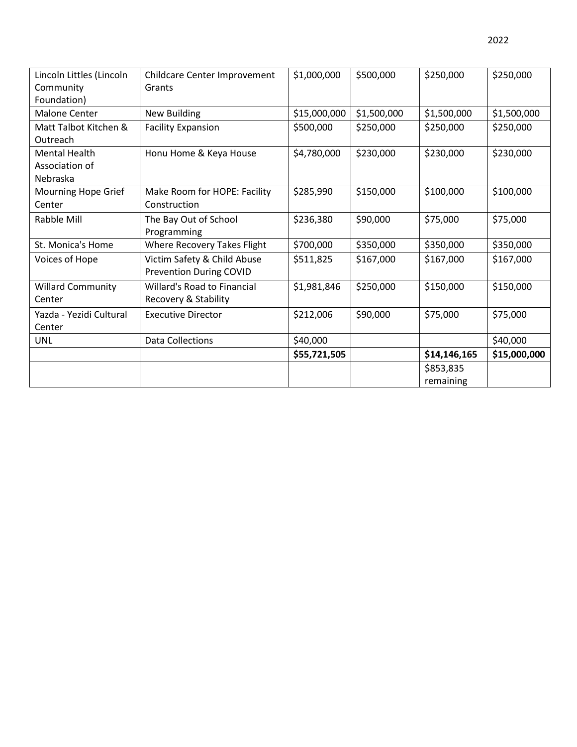2022

| | | | | | |
|---|---|---|---|---|---|
| Lincoln Littles (Lincoln Community Foundation) | Childcare Center Improvement Grants | $1,000,000 | $500,000 | $250,000 | $250,000 |
| Malone Center | New Building | $15,000,000 | $1,500,000 | $1,500,000 | $1,500,000 |
| Matt Talbot Kitchen & Outreach | Facility Expansion | $500,000 | $250,000 | $250,000 | $250,000 |
| Mental Health Association of Nebraska | Honu Home & Keya House | $4,780,000 | $230,000 | $230,000 | $230,000 |
| Mourning Hope Grief Center | Make Room for HOPE: Facility Construction | $285,990 | $150,000 | $100,000 | $100,000 |
| Rabble Mill | The Bay Out of School Programming | $236,380 | $90,000 | $75,000 | $75,000 |
| St. Monica's Home | Where Recovery Takes Flight | $700,000 | $350,000 | $350,000 | $350,000 |
| Voices of Hope | Victim Safety & Child Abuse Prevention During COVID | $511,825 | $167,000 | $167,000 | $167,000 |
| Willard Community Center | Willard's Road to Financial Recovery & Stability | $1,981,846 | $250,000 | $150,000 | $150,000 |
| Yazda - Yezidi Cultural Center | Executive Director | $212,006 | $90,000 | $75,000 | $75,000 |
| UNL | Data Collections | $40,000 | | | $40,000 |
| | | **$55,721,505** | | **$14,146,165** | **$15,000,000** |
| | | | | $853,835 remaining | |